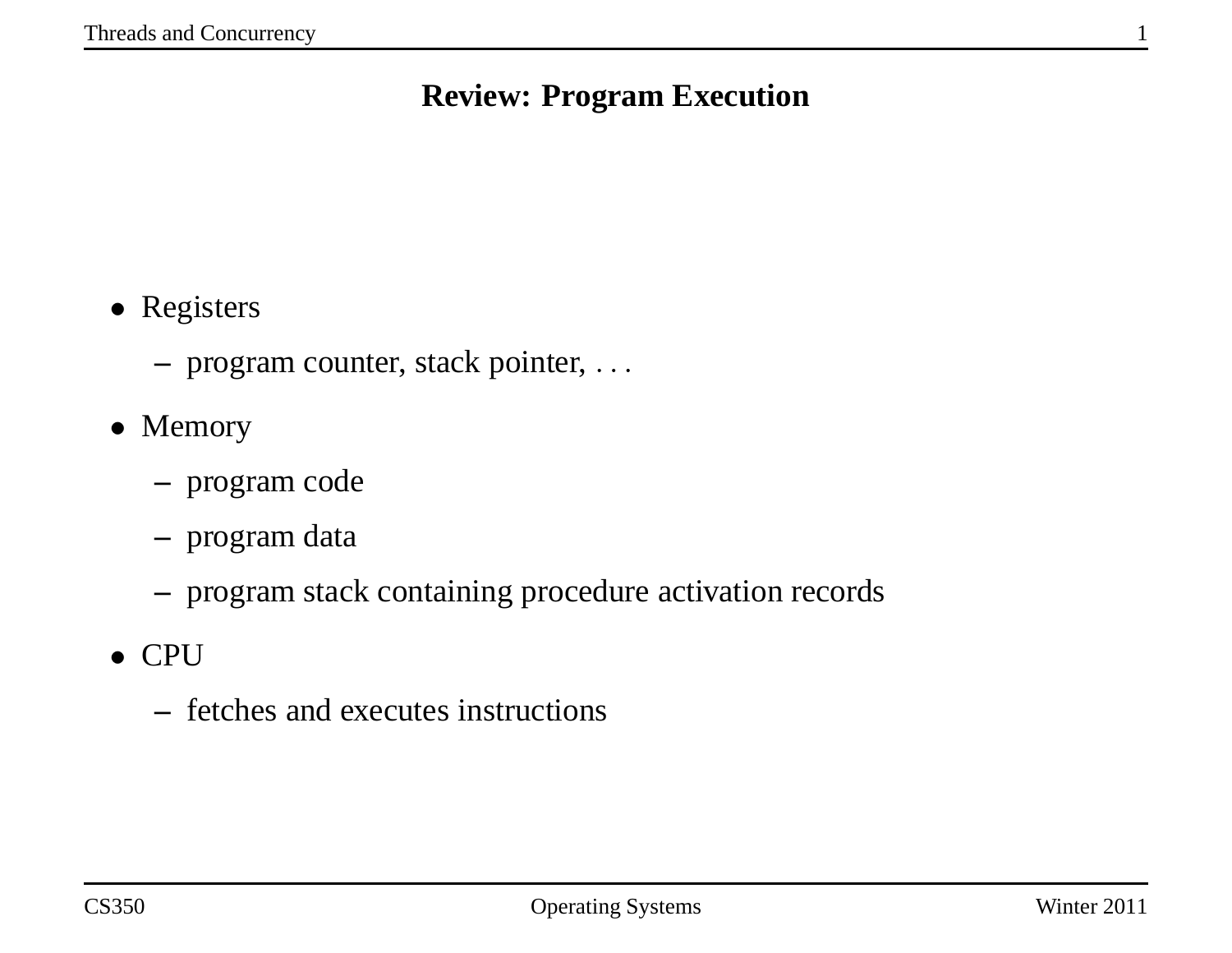# Review: Program Execution

- Registers
  - program counter, stack pointer, . . .
- Memory
  - program code
  - program data
  - program stack containing procedure activation records
- CPU
  - fetches and executes instructions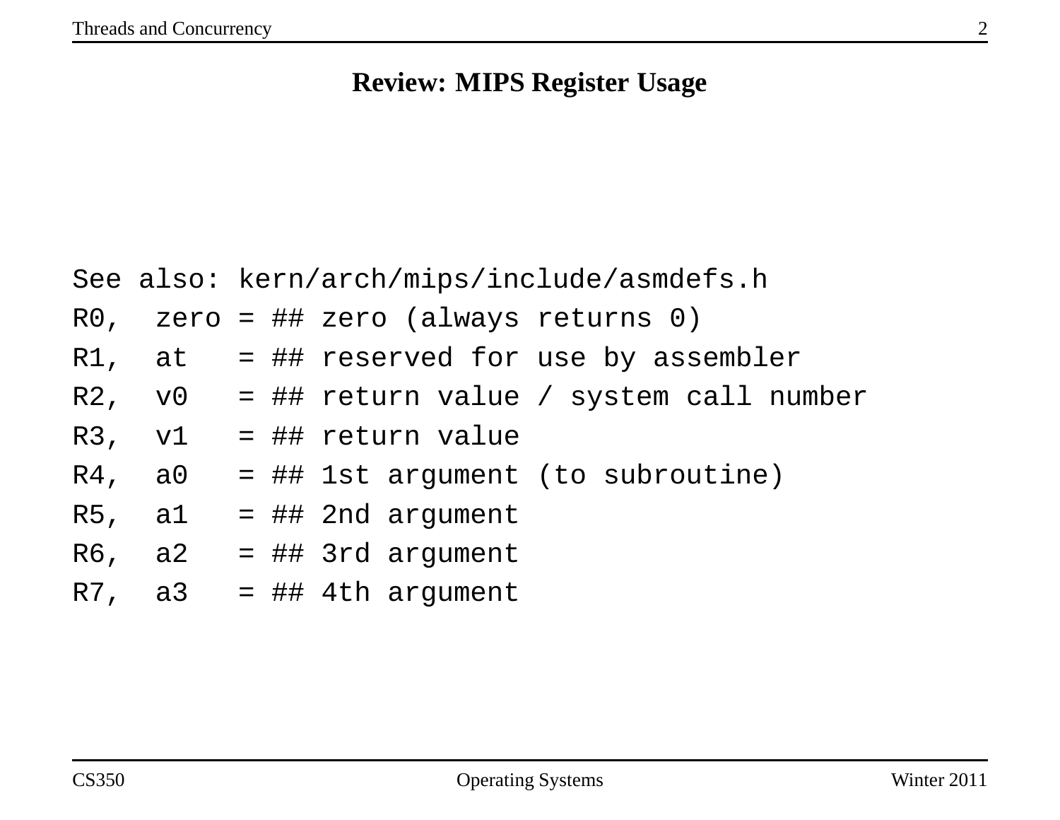# Review: MIPS Register Usage

```
See also: kern/arch/mips/include/asmdefs.h
R0,  zero = ## zero (always returns 0)
R1,  at   = ## reserved for use by assembler
R2,  v0   = ## return value / system call number
R3,  v1   = ## return value
R4,  a0   = ## 1st argument (to subroutine)
R5,  a1   = ## 2nd argument
R6,  a2   = ## 3rd argument
R7,  a3   = ## 4th argument
```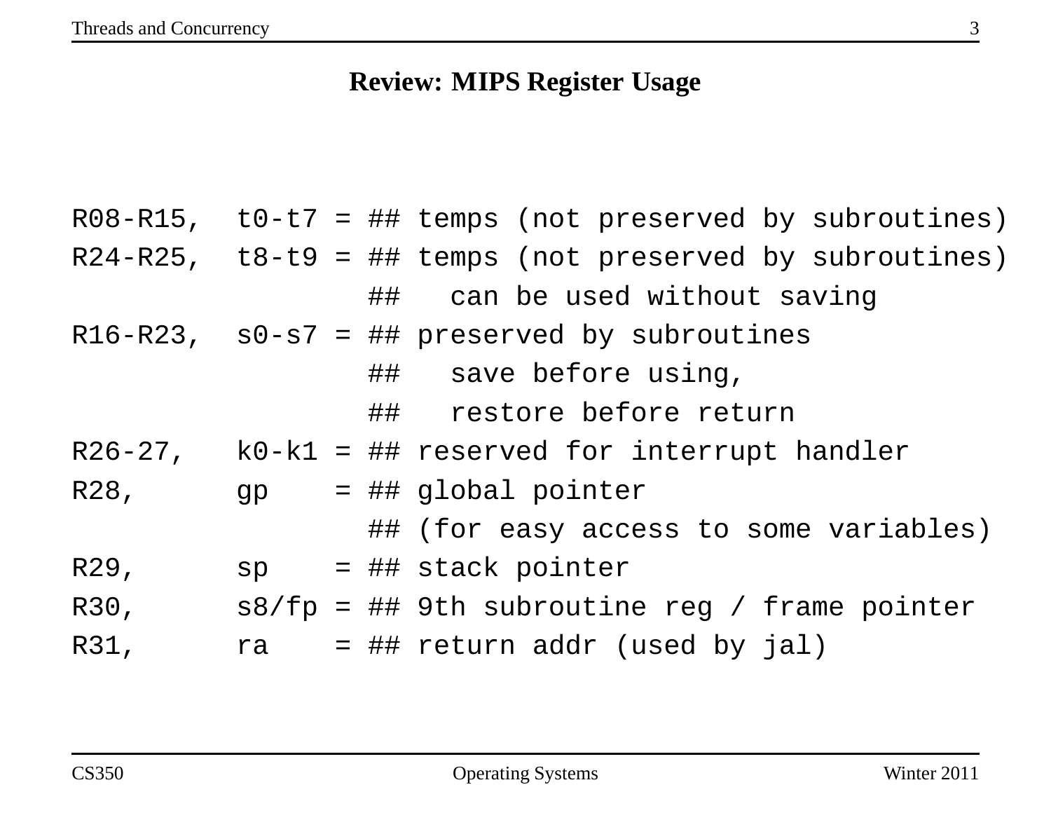## Review: MIPS Register Usage

```
R08-R15,  t0-t7 = ## temps (not preserved by subroutines)
R24-R25,  t8-t9 = ## temps (not preserved by subroutines)
                  ##   can be used without saving
R16-R23,  s0-s7 = ## preserved by subroutines
                  ##   save before using,
                  ##   restore before return
R26-27,   k0-k1 = ## reserved for interrupt handler
R28,      gp    = ## global pointer
                  ## (for easy access to some variables)
R29,      sp    = ## stack pointer
R30,      s8/fp = ## 9th subroutine reg / frame pointer
R31,      ra    = ## return addr (used by jal)
```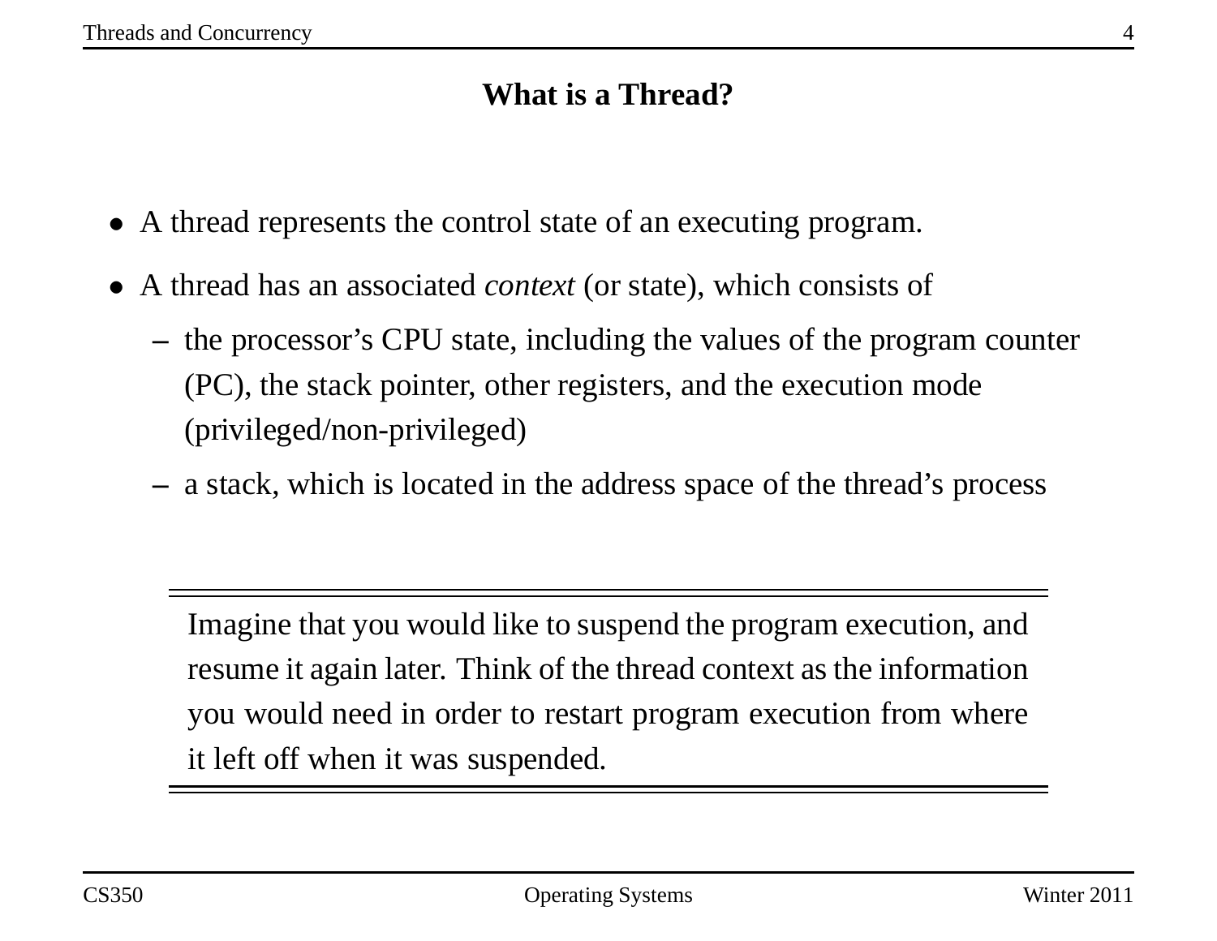## What is a Thread?

- A thread represents the control state of an executing program.
- A thread has an associated *context* (or state), which consists of
  - the processor's CPU state, including the values of the program counter (PC), the stack pointer, other registers, and the execution mode (privileged/non-privileged)
  - a stack, which is located in the address space of the thread's process

---

Imagine that you would like to suspend the program execution, and resume it again later. Think of the thread context as the information you would need in order to restart program execution from where it left off when it was suspended.

---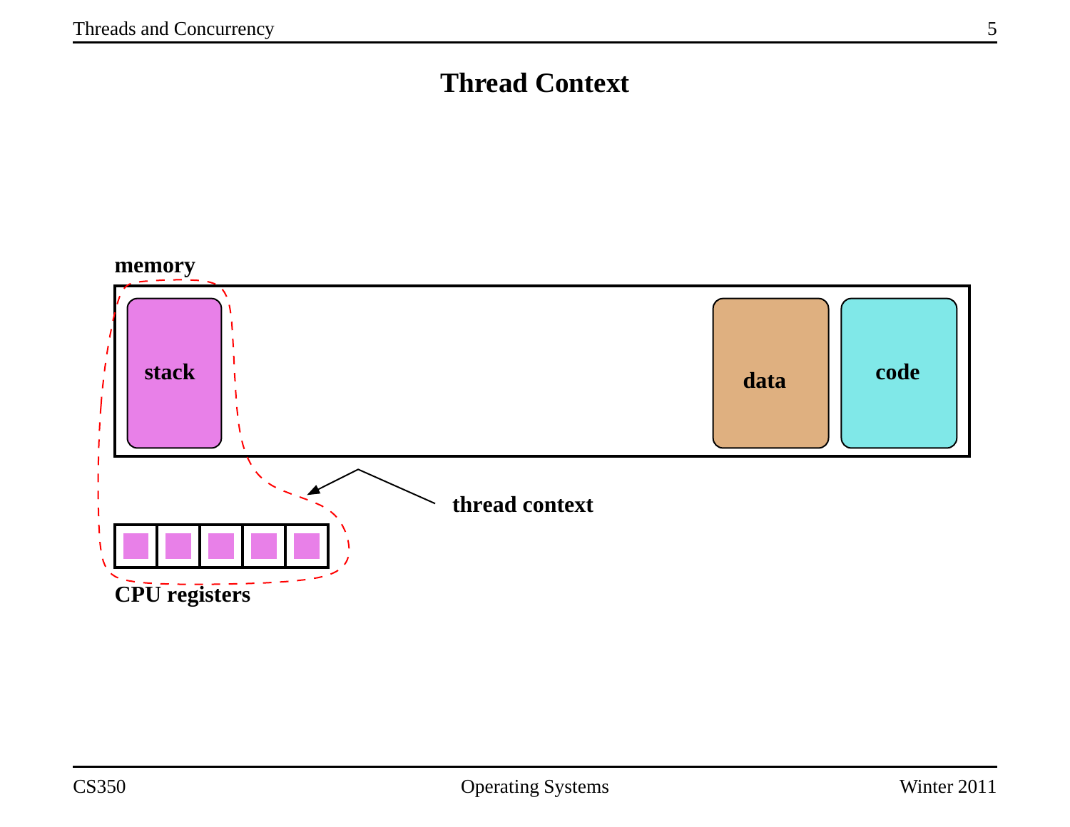# Thread Context

memory

stack

data

code

thread context

CPU registers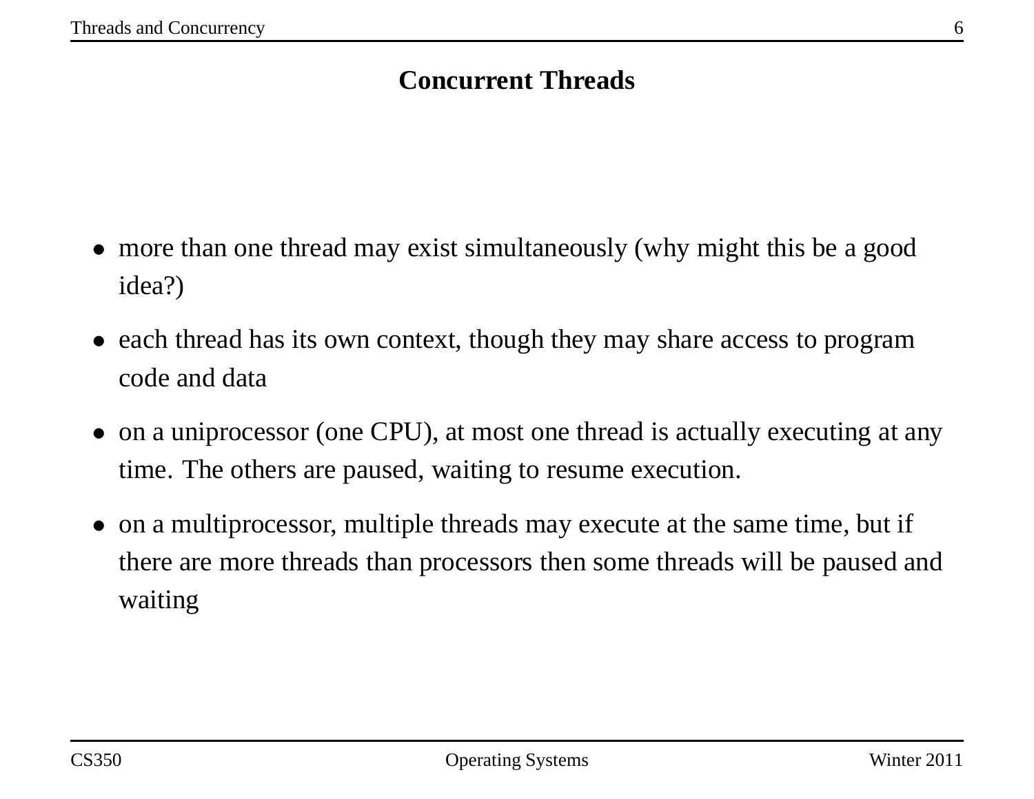## Concurrent Threads

- more than one thread may exist simultaneously (why might this be a good idea?)
- each thread has its own context, though they may share access to program code and data
- on a uniprocessor (one CPU), at most one thread is actually executing at any time. The others are paused, waiting to resume execution.
- on a multiprocessor, multiple threads may execute at the same time, but if there are more threads than processors then some threads will be paused and waiting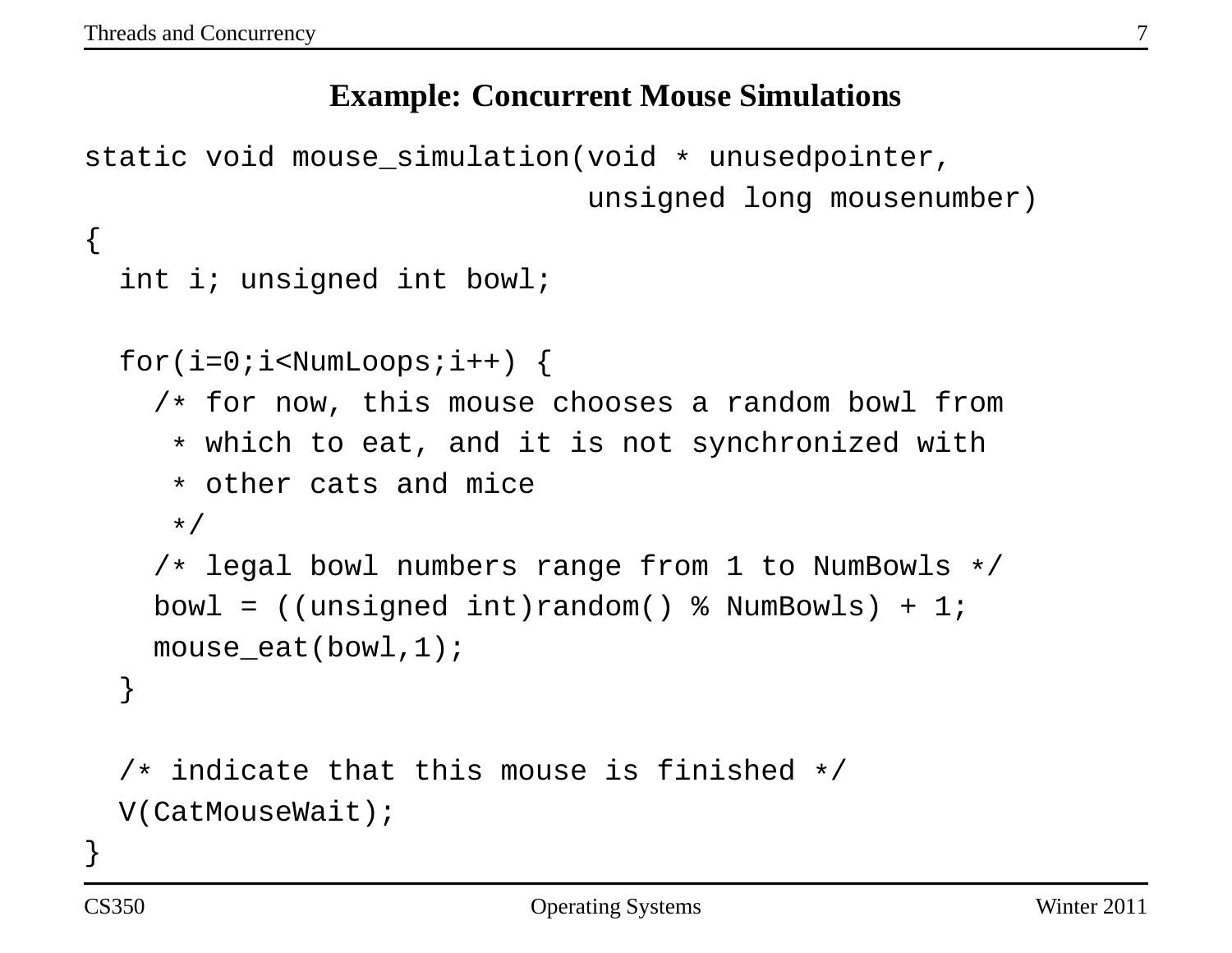## Example: Concurrent Mouse Simulations

```
static void mouse_simulation(void * unusedpointer,
                             unsigned long mousenumber)
{
  int i; unsigned int bowl;

  for(i=0;i<NumLoops;i++) {
    /* for now, this mouse chooses a random bowl from
     * which to eat, and it is not synchronized with
     * other cats and mice
     */
    /* legal bowl numbers range from 1 to NumBowls */
    bowl = ((unsigned int)random() % NumBowls) + 1;
    mouse_eat(bowl,1);
  }

  /* indicate that this mouse is finished */
  V(CatMouseWait);
}
```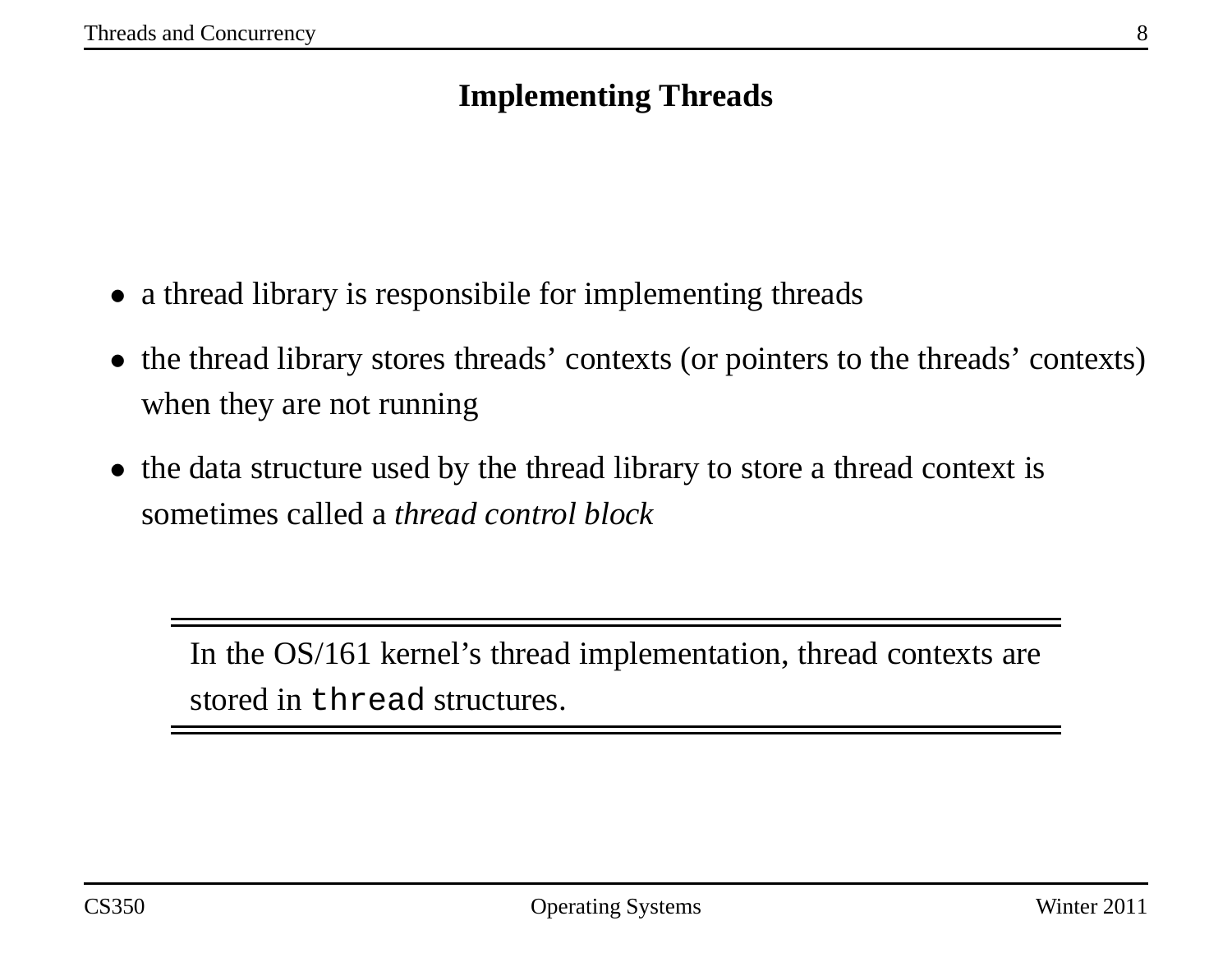## Implementing Threads

- a thread library is responsibile for implementing threads
- the thread library stores threads' contexts (or pointers to the threads' contexts) when they are not running
- the data structure used by the thread library to store a thread context is sometimes called a *thread control block*

---

In the OS/161 kernel's thread implementation, thread contexts are stored in `thread` structures.

---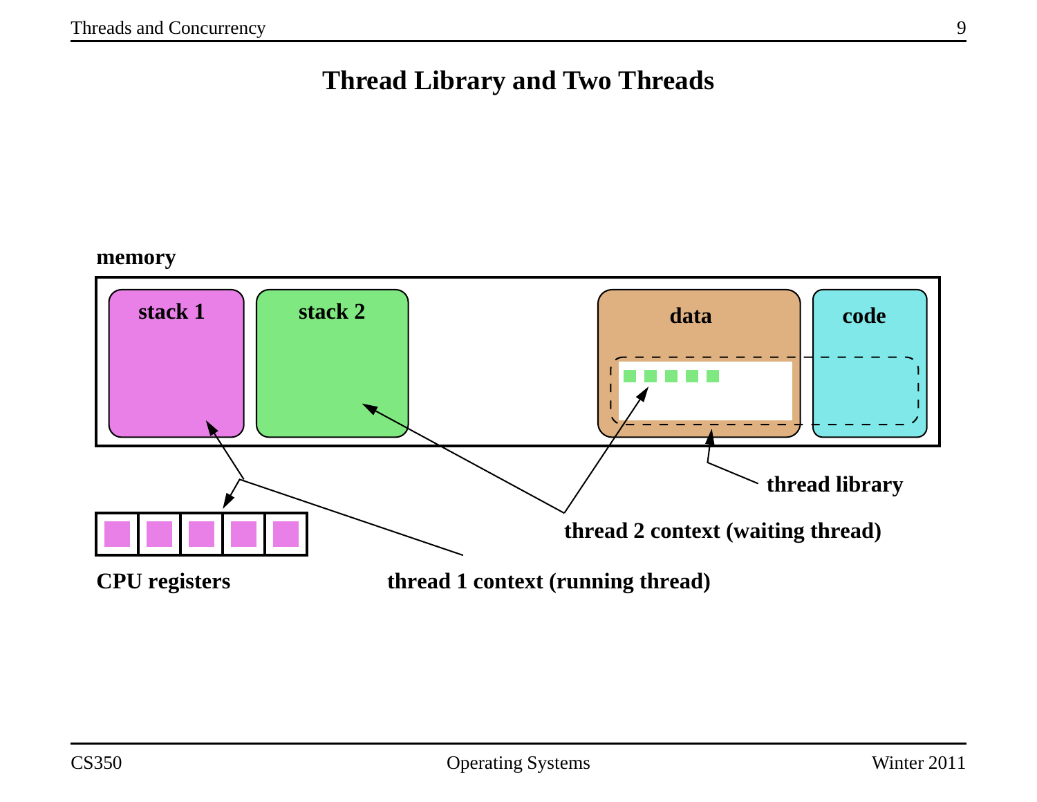# Thread Library and Two Threads

memory

stack 1

stack 2

data

code

thread library

thread 2 context (waiting thread)

CPU registers

thread 1 context (running thread)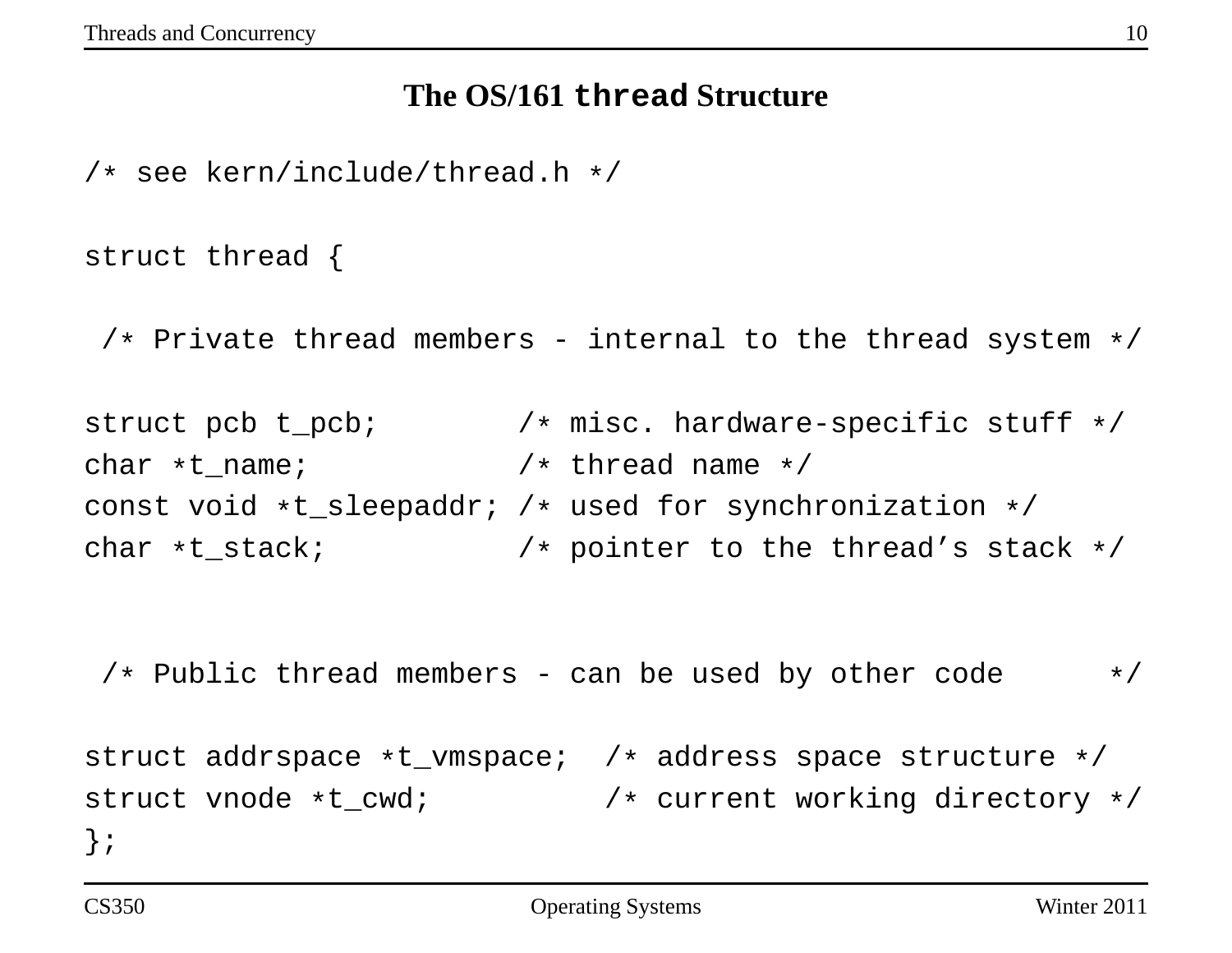# The OS/161 `thread` Structure

```
/* see kern/include/thread.h */

struct thread {

 /* Private thread members - internal to the thread system */

struct pcb t_pcb;        /* misc. hardware-specific stuff */
char *t_name;            /* thread name */
const void *t_sleepaddr; /* used for synchronization */
char *t_stack;           /* pointer to the thread's stack */


 /* Public thread members - can be used by other code      */

struct addrspace *t_vmspace;  /* address space structure */
struct vnode *t_cwd;          /* current working directory */
};
```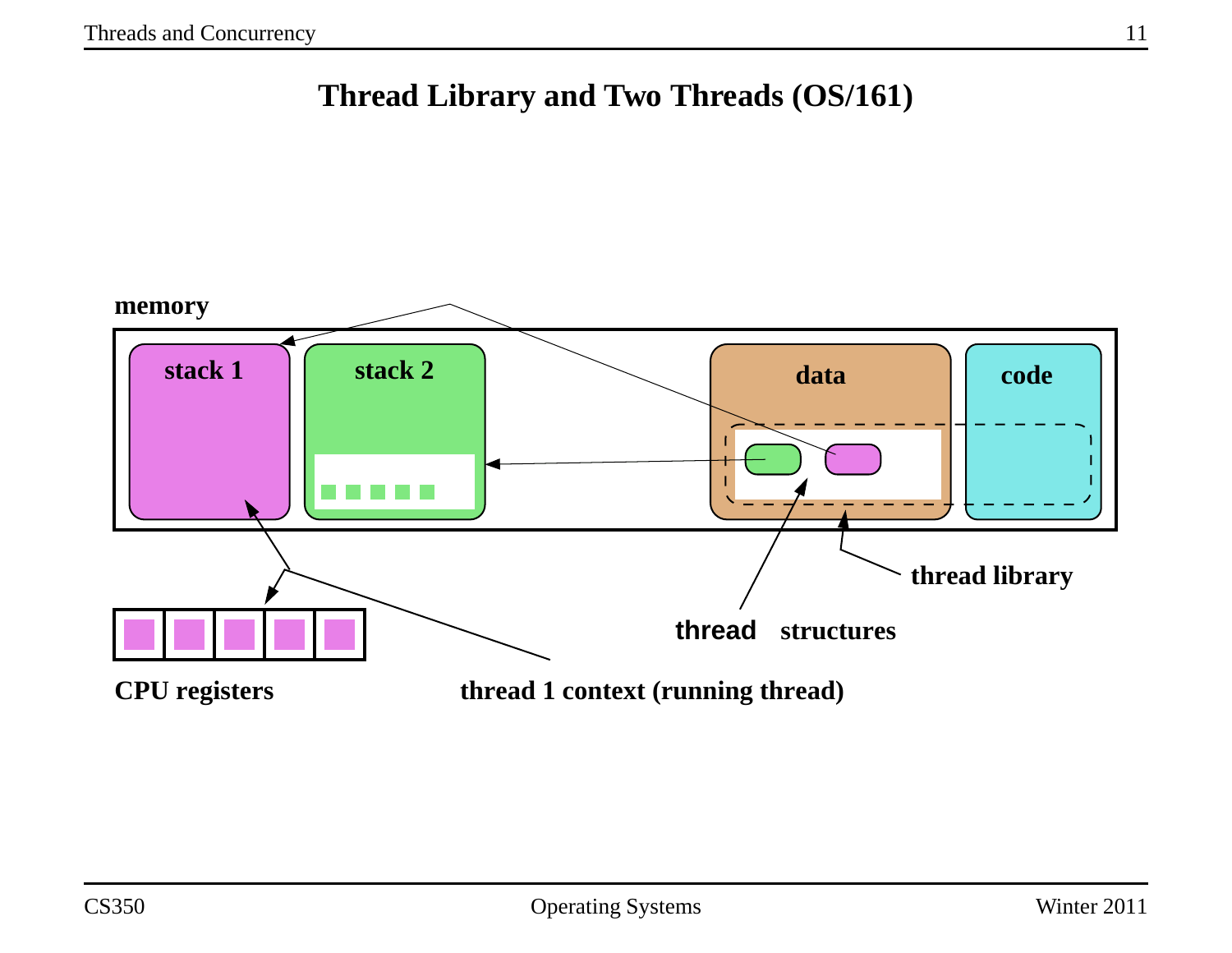# Thread Library and Two Threads (OS/161)

memory

stack 1

stack 2

data

code

CPU registers

thread 1 context (running thread)

thread structures

thread library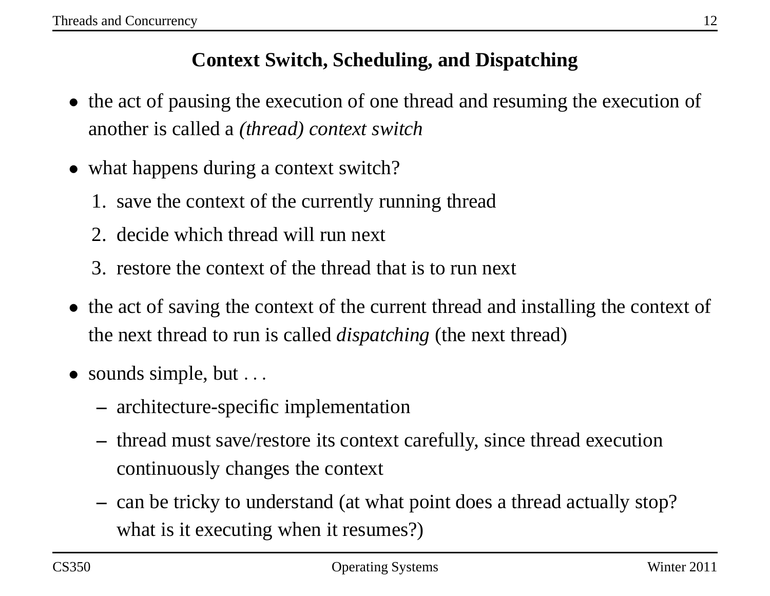## Context Switch, Scheduling, and Dispatching

- the act of pausing the execution of one thread and resuming the execution of another is called a *(thread) context switch*
- what happens during a context switch?
  1. save the context of the currently running thread
  2. decide which thread will run next
  3. restore the context of the thread that is to run next
- the act of saving the context of the current thread and installing the context of the next thread to run is called *dispatching* (the next thread)
- sounds simple, but . . .
  - architecture-specific implementation
  - thread must save/restore its context carefully, since thread execution continuously changes the context
  - can be tricky to understand (at what point does a thread actually stop? what is it executing when it resumes?)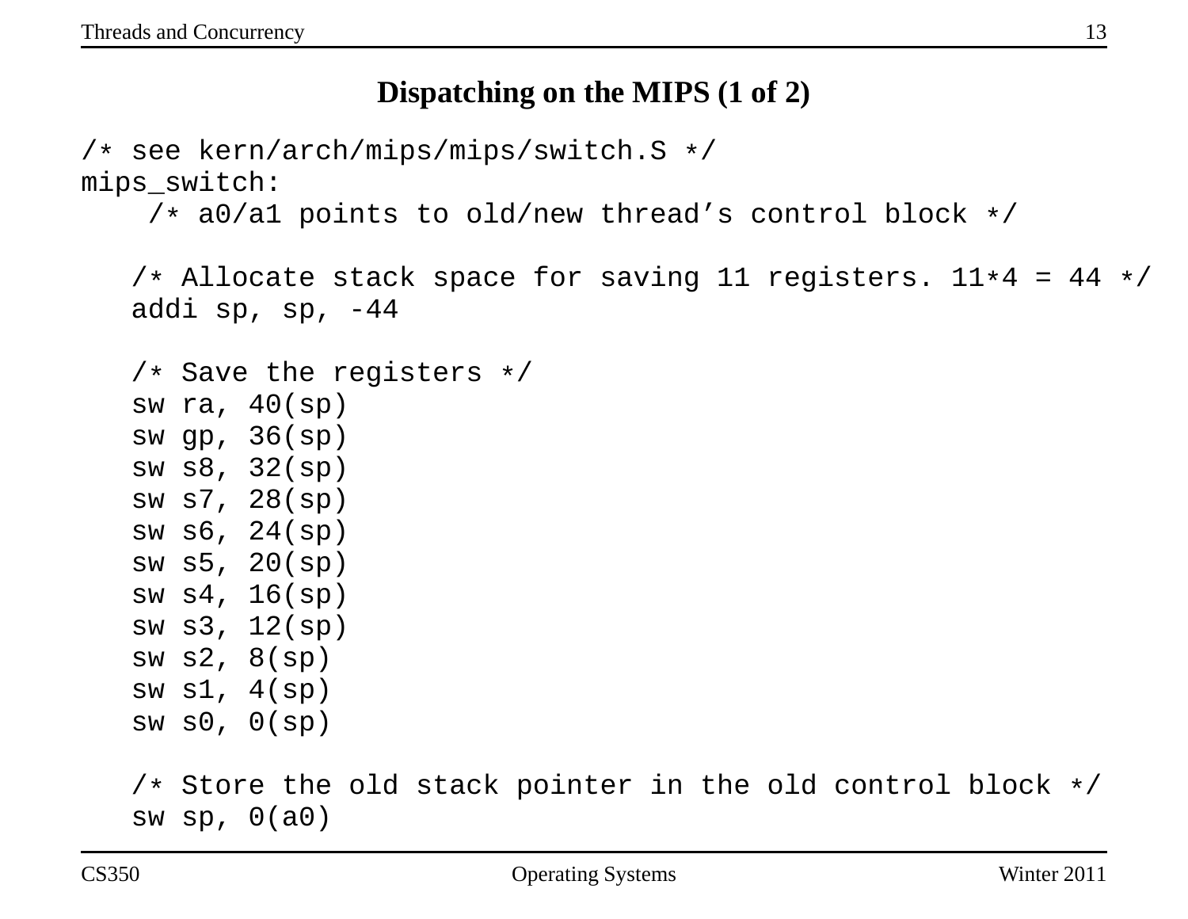## Dispatching on the MIPS (1 of 2)

```
/* see kern/arch/mips/mips/switch.S */
mips_switch:
    /* a0/a1 points to old/new thread’s control block */

   /* Allocate stack space for saving 11 registers. 11*4 = 44 */
   addi sp, sp, -44

   /* Save the registers */
   sw ra, 40(sp)
   sw gp, 36(sp)
   sw s8, 32(sp)
   sw s7, 28(sp)
   sw s6, 24(sp)
   sw s5, 20(sp)
   sw s4, 16(sp)
   sw s3, 12(sp)
   sw s2, 8(sp)
   sw s1, 4(sp)
   sw s0, 0(sp)

   /* Store the old stack pointer in the old control block */
   sw sp, 0(a0)
```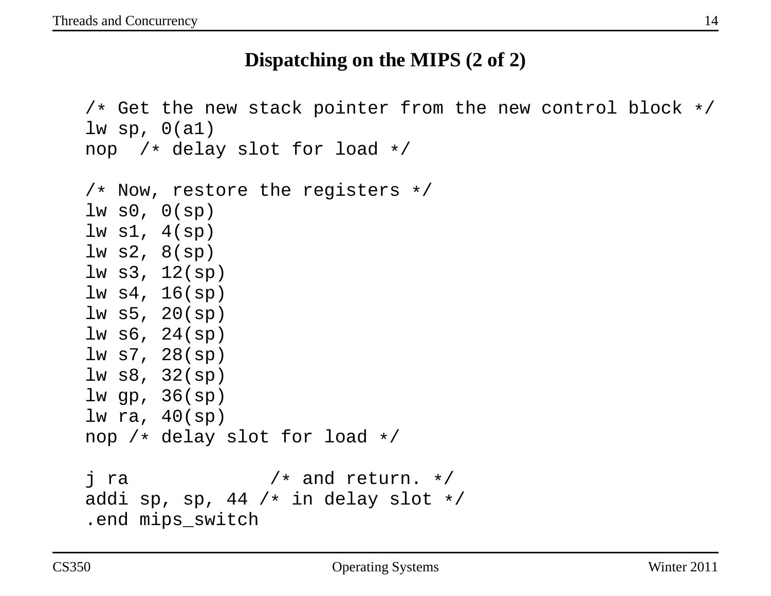# Dispatching on the MIPS (2 of 2)

```
/* Get the new stack pointer from the new control block */
lw sp, 0(a1)
nop  /* delay slot for load */

/* Now, restore the registers */
lw s0, 0(sp)
lw s1, 4(sp)
lw s2, 8(sp)
lw s3, 12(sp)
lw s4, 16(sp)
lw s5, 20(sp)
lw s6, 24(sp)
lw s7, 28(sp)
lw s8, 32(sp)
lw gp, 36(sp)
lw ra, 40(sp)
nop /* delay slot for load */

j ra             /* and return. */
addi sp, sp, 44 /* in delay slot */
.end mips_switch
```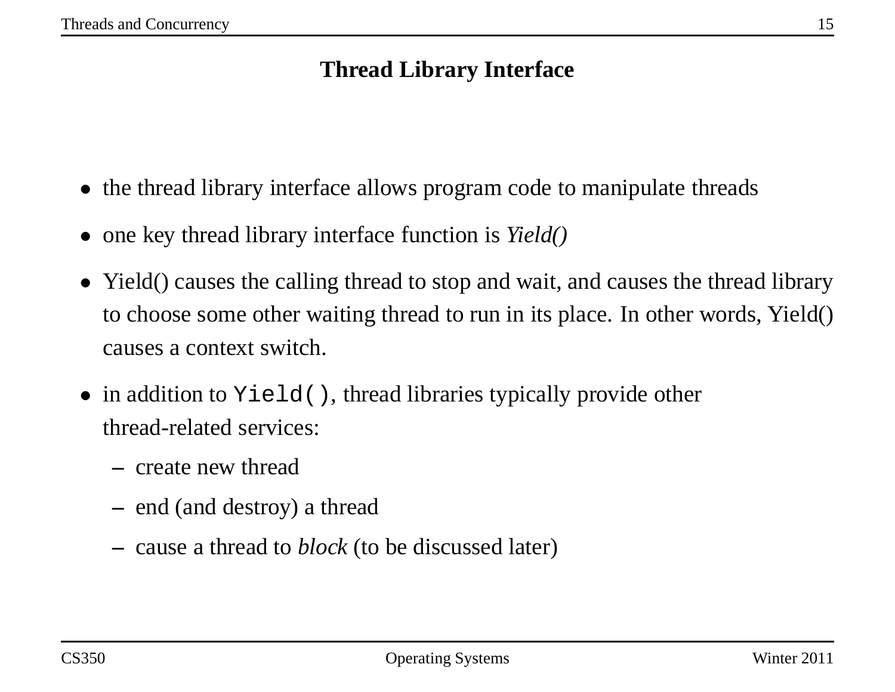## Thread Library Interface

- the thread library interface allows program code to manipulate threads
- one key thread library interface function is *Yield()*
- Yield() causes the calling thread to stop and wait, and causes the thread library to choose some other waiting thread to run in its place. In other words, Yield() causes a context switch.
- in addition to `Yield()`, thread libraries typically provide other thread-related services:
  - create new thread
  - end (and destroy) a thread
  - cause a thread to *block* (to be discussed later)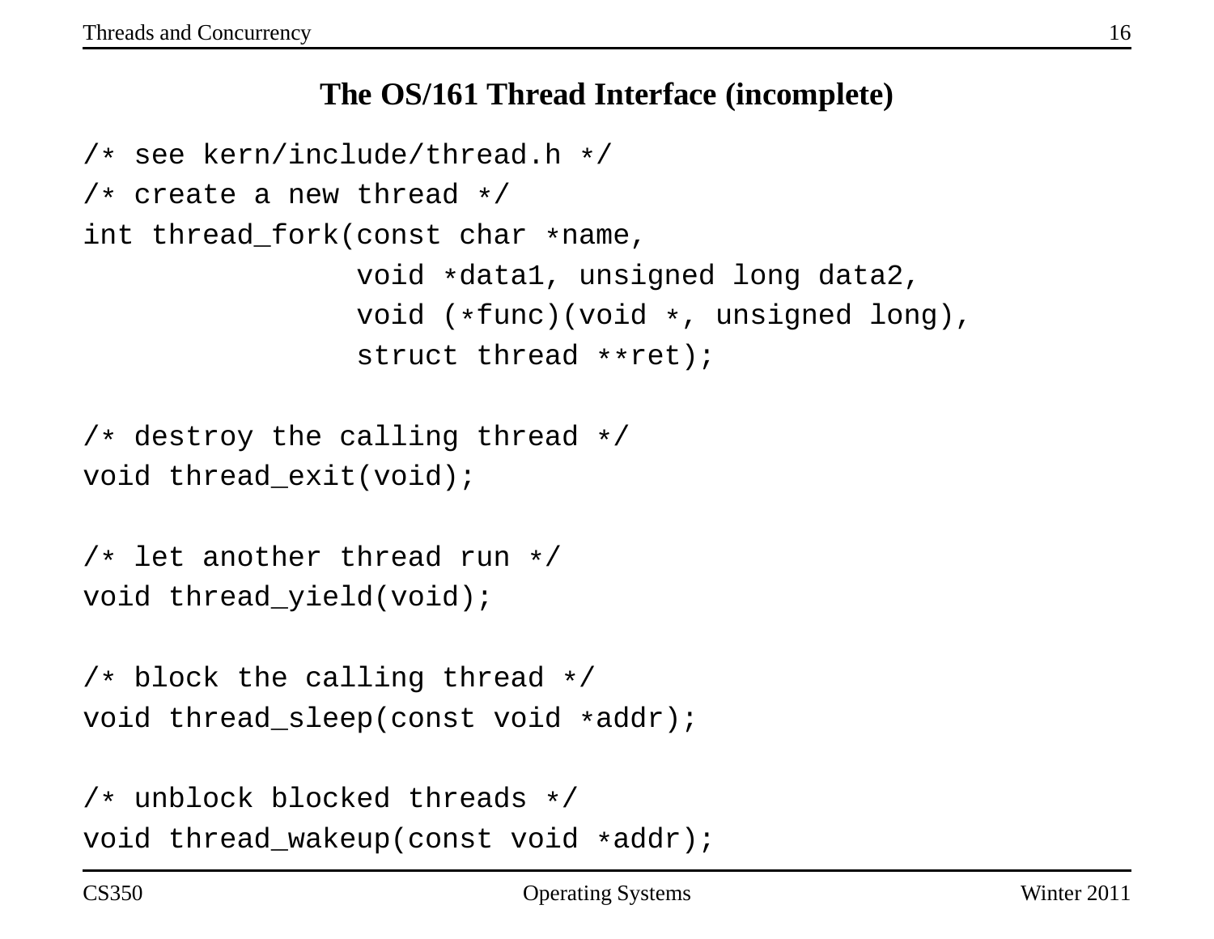# The OS/161 Thread Interface (incomplete)

```
/* see kern/include/thread.h */
/* create a new thread */
int thread_fork(const char *name,
                void *data1, unsigned long data2,
                void (*func)(void *, unsigned long),
                struct thread **ret);

/* destroy the calling thread */
void thread_exit(void);

/* let another thread run */
void thread_yield(void);

/* block the calling thread */
void thread_sleep(const void *addr);

/* unblock blocked threads */
void thread_wakeup(const void *addr);
```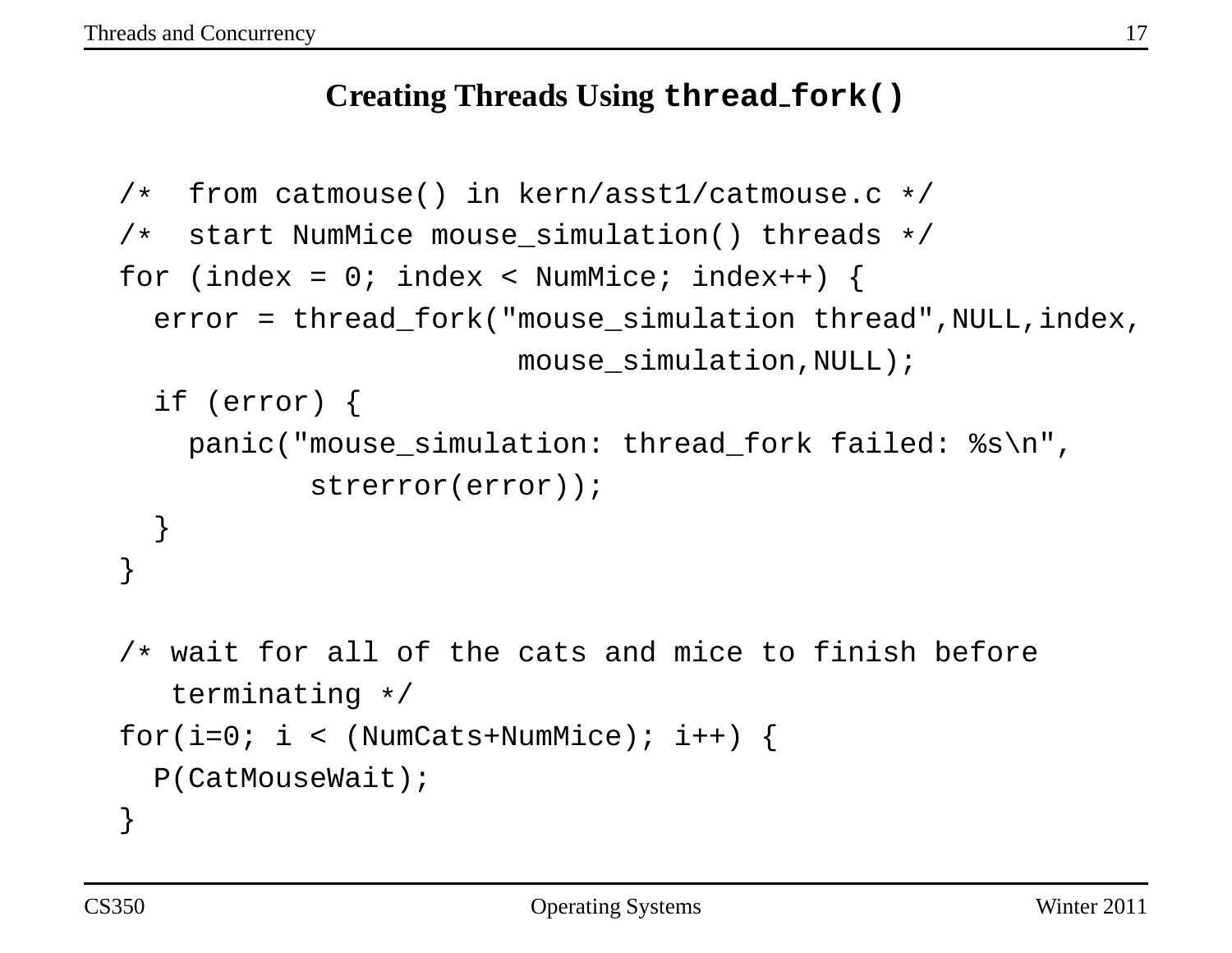## Creating Threads Using `thread_fork()`

```
/*  from catmouse() in kern/asst1/catmouse.c */
/*  start NumMice mouse_simulation() threads */
for (index = 0; index < NumMice; index++) {
  error = thread_fork("mouse_simulation thread",NULL,index,
                      mouse_simulation,NULL);
  if (error) {
    panic("mouse_simulation: thread_fork failed: %s\n",
          strerror(error));
  }
}

/* wait for all of the cats and mice to finish before
   terminating */
for(i=0; i < (NumCats+NumMice); i++) {
  P(CatMouseWait);
}
```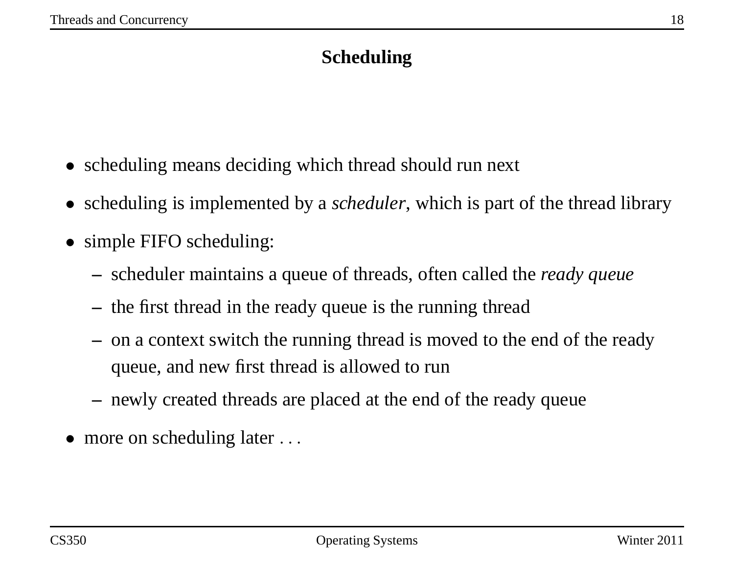# Scheduling

- scheduling means deciding which thread should run next
- scheduling is implemented by a *scheduler*, which is part of the thread library
- simple FIFO scheduling:
  - scheduler maintains a queue of threads, often called the *ready queue*
  - the first thread in the ready queue is the running thread
  - on a context switch the running thread is moved to the end of the ready queue, and new first thread is allowed to run
  - newly created threads are placed at the end of the ready queue
- more on scheduling later . . .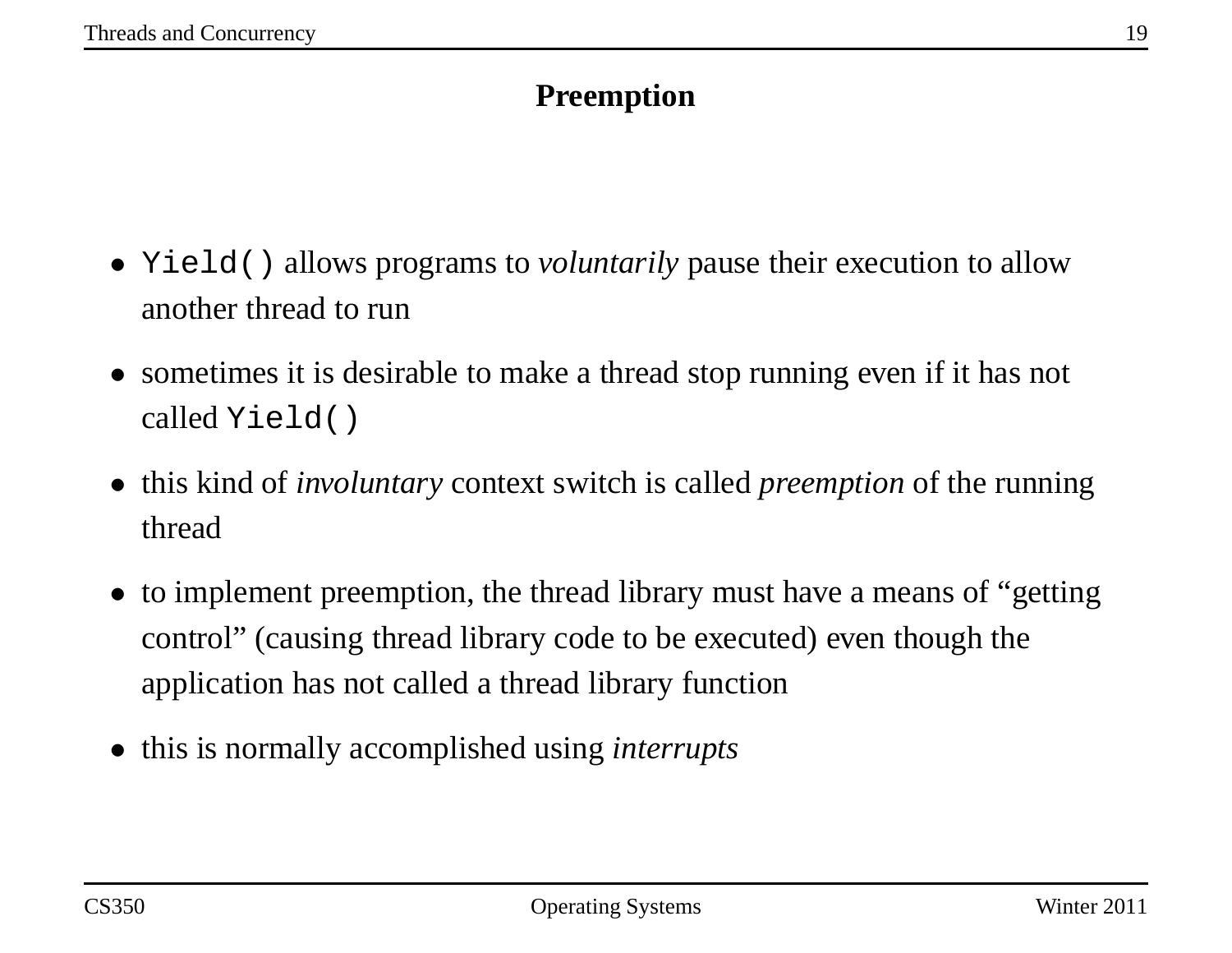## Preemption

- `Yield()` allows programs to *voluntarily* pause their execution to allow another thread to run
- sometimes it is desirable to make a thread stop running even if it has not called `Yield()`
- this kind of *involuntary* context switch is called *preemption* of the running thread
- to implement preemption, the thread library must have a means of "getting control" (causing thread library code to be executed) even though the application has not called a thread library function
- this is normally accomplished using *interrupts*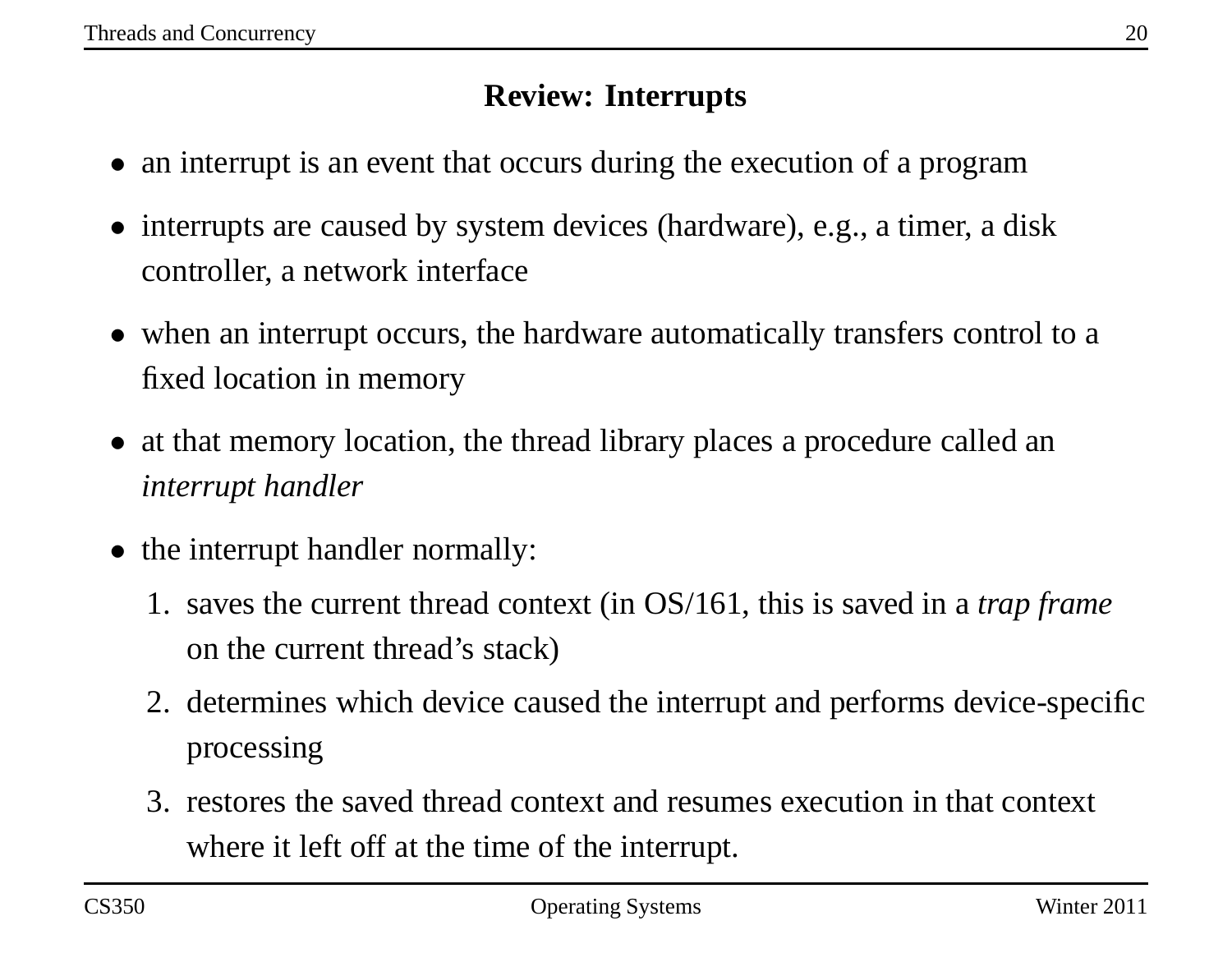## Review: Interrupts

- an interrupt is an event that occurs during the execution of a program
- interrupts are caused by system devices (hardware), e.g., a timer, a disk controller, a network interface
- when an interrupt occurs, the hardware automatically transfers control to a fixed location in memory
- at that memory location, the thread library places a procedure called an *interrupt handler*
- the interrupt handler normally:
  1. saves the current thread context (in OS/161, this is saved in a *trap frame* on the current thread's stack)
  2. determines which device caused the interrupt and performs device-specific processing
  3. restores the saved thread context and resumes execution in that context where it left off at the time of the interrupt.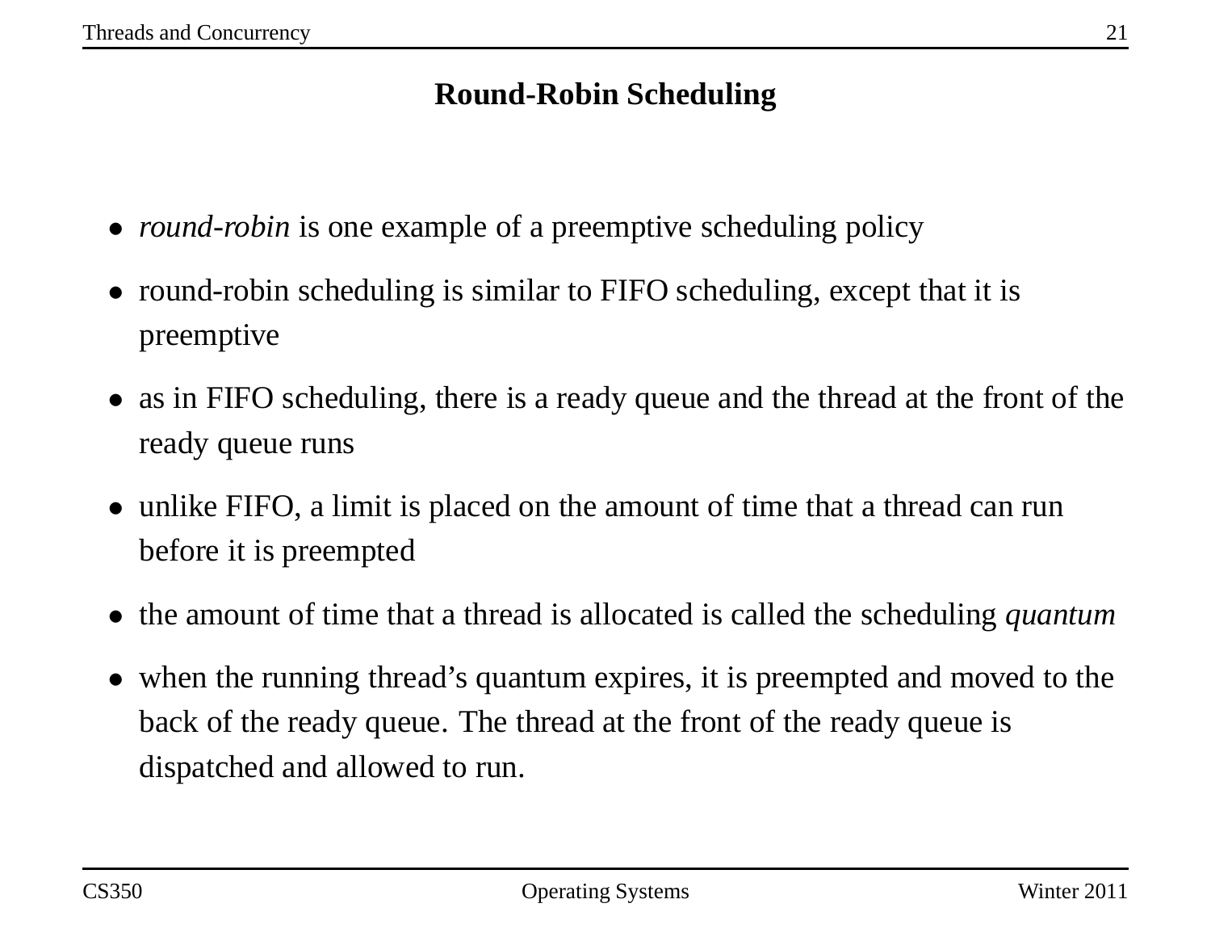# Round-Robin Scheduling

- *round-robin* is one example of a preemptive scheduling policy
- round-robin scheduling is similar to FIFO scheduling, except that it is preemptive
- as in FIFO scheduling, there is a ready queue and the thread at the front of the ready queue runs
- unlike FIFO, a limit is placed on the amount of time that a thread can run before it is preempted
- the amount of time that a thread is allocated is called the scheduling *quantum*
- when the running thread's quantum expires, it is preempted and moved to the back of the ready queue. The thread at the front of the ready queue is dispatched and allowed to run.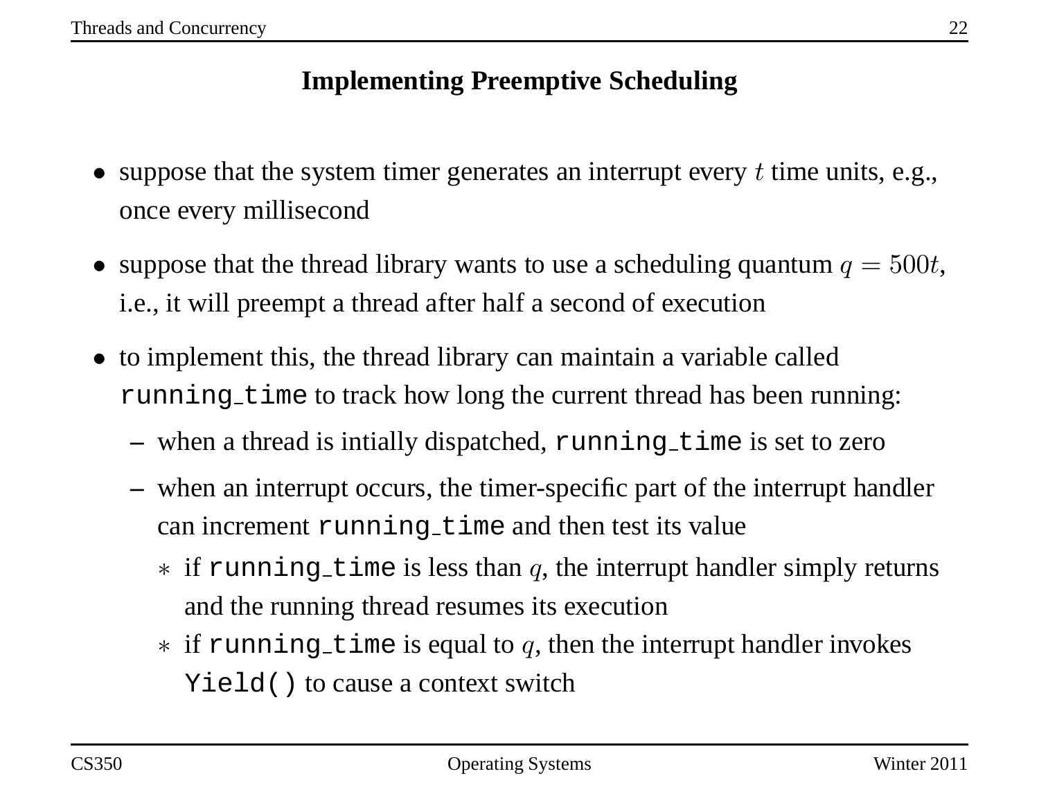## Implementing Preemptive Scheduling

- suppose that the system timer generates an interrupt every $t$ time units, e.g., once every millisecond
- suppose that the thread library wants to use a scheduling quantum $q = 500t$, i.e., it will preempt a thread after half a second of execution
- to implement this, the thread library can maintain a variable called `running_time` to track how long the current thread has been running:
  - when a thread is intially dispatched, `running_time` is set to zero
  - when an interrupt occurs, the timer-specific part of the interrupt handler can increment `running_time` and then test its value
    - if `running_time` is less than $q$, the interrupt handler simply returns and the running thread resumes its execution
    - if `running_time` is equal to $q$, then the interrupt handler invokes `Yield()` to cause a context switch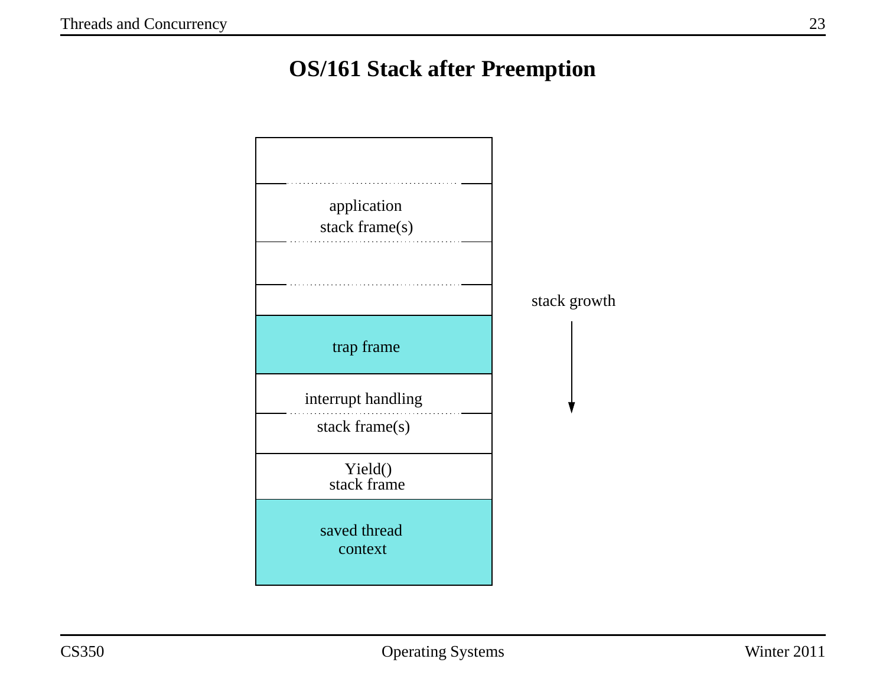# OS/161 Stack after Preemption

application
stack frame(s)

trap frame

interrupt handling
stack frame(s)

Yield()
stack frame

saved thread
context

stack growth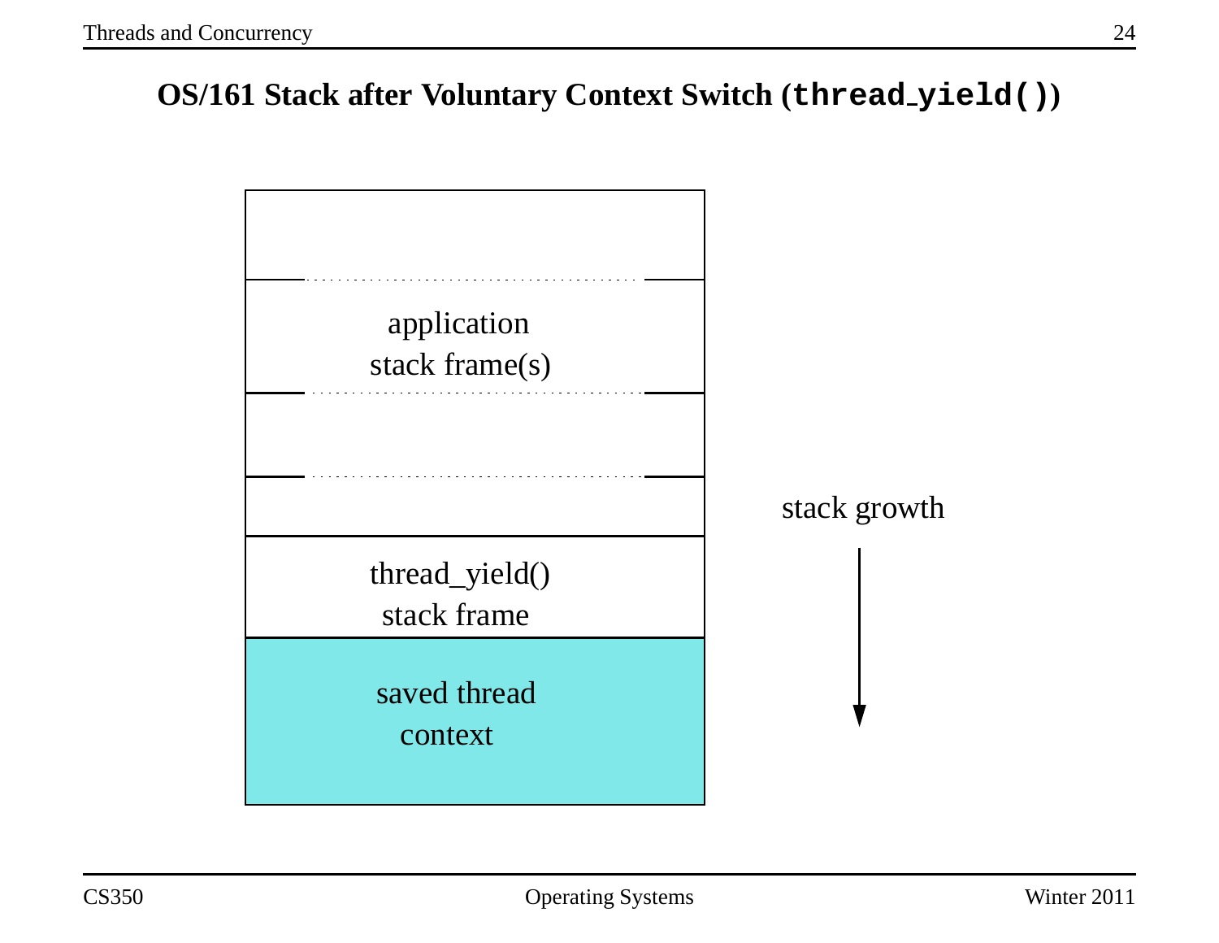# OS/161 Stack after Voluntary Context Switch (`thread_yield()`)

application
stack frame(s)

thread_yield()
stack frame

saved thread
context

stack growth